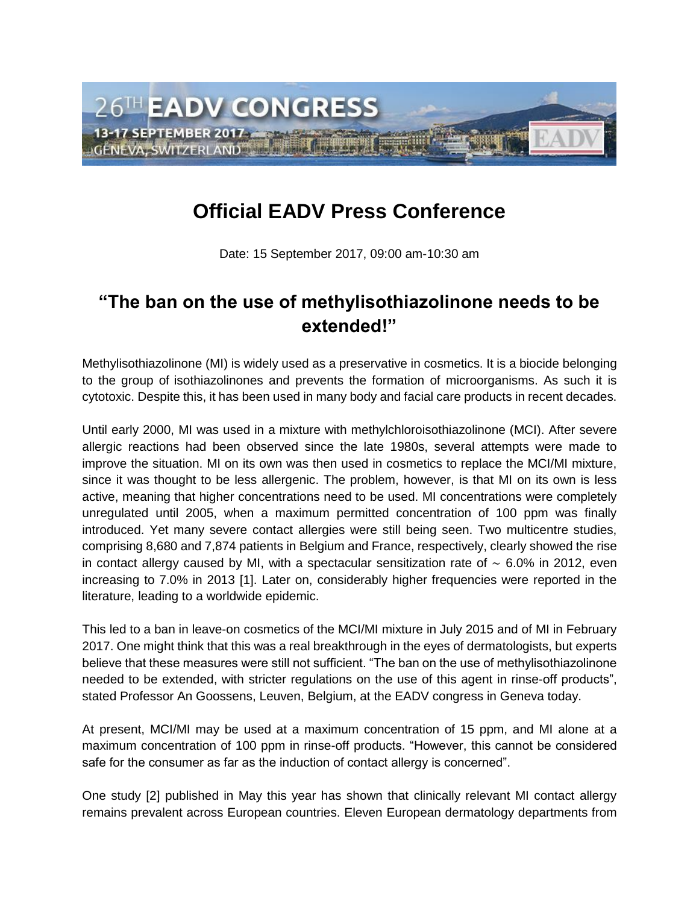# Official EADV Press Conference

Date: 15 September 2017, 09:00 am-10:30 am

## "The ban on the use of methylisothiazolinone needs to be extended!"

Methylisothiazolinone (MI) is widely used as a preservative in cosmetics. It is a biocide belonging to the group of isothiazolinones and prevents the formation of microorganisms. As such it is cytotoxic. Despite this, it has been used in many body and facial care products in recent decades.

Until early 2000, MI was used in a mixture with methylchloroisothiazolinone (MCI). After severe allergic reactions had been observed since the late 1980s, several attempts were made to improve the situation. MI on its own was then used in cosmetics to replace the MCI/MI mixture, since it was thought to be less allergenic. The problem, however, is that MI on its own is less active, meaning that higher concentrations need to be used. MI concentrations were completely unregulated until 2005, when a maximum permitted concentration of 100 ppm was finally introduced. Yet many severe contact allergies were still being seen. Two multicentre studies, comprising 8,680 and 7,874 patients in Belgium and France, respectively, clearly showed the rise in contact allergy caused by MI, with a spectacular sensitization rate of ~ 6.0% in 2012, even increasing to 7.0% in 2013 [1]. Later on, considerably higher frequencies were reported in the literature, leading to a worldwide epidemic.

This led to a ban in leave-on cosmetics of the MCI/MI mixture in July 2015 and of MI in February 2017. One might think that this was a real breakthrough in the eyes of dermatologists, but experts believe that these measures were still not sufficient. "The ban on the use of methylisothiazolinone needed to be extended, with stricter regulations on the use of this agent in rinse-off products", stated Professor An Goossens, Leuven, Belgium, at the EADV congress in Geneva today.

At present, MCI/MI may be used at a maximum concentration of 15 ppm, and MI alone at a maximum concentration of 100 ppm in rinse-off products. "However, this cannot be considered safe for the consumer as far as the induction of contact allergy is concerned".

One study [2] published in May this year has shown that clinically relevant MI contact allergy remains prevalent across European countries. Eleven European dermatology departments from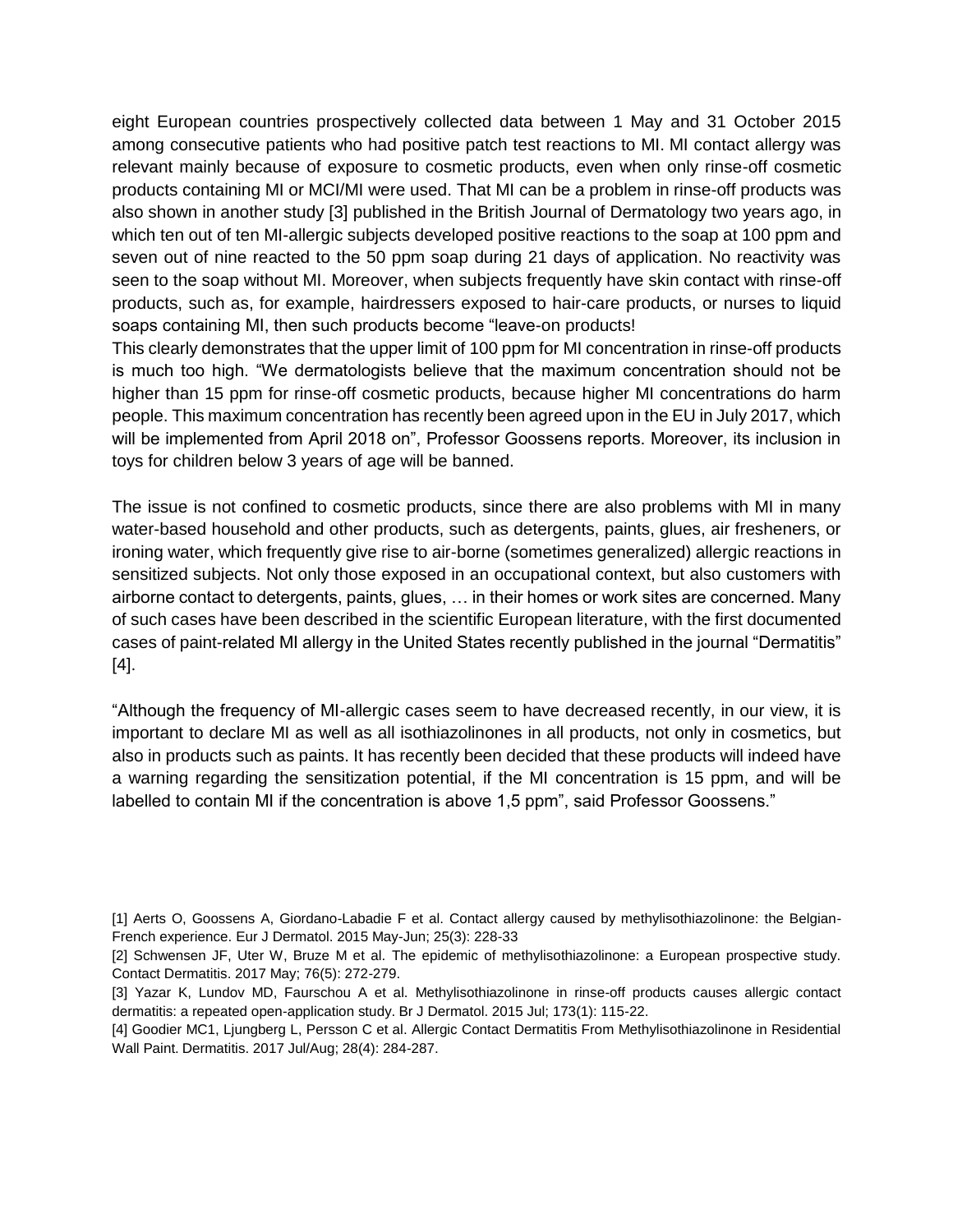eight European countries prospectively collected data between 1 May and 31 October 2015 among consecutive patients who had positive patch test reactions to MI. MI contact allergy was relevant mainly because of exposure to cosmetic products, even when only rinse-off cosmetic products containing MI or MCI/MI were used. That MI can be a problem in rinse-off products was also shown in another study [3] published in the British Journal of Dermatology two years ago, in which ten out of ten MI-allergic subjects developed positive reactions to the soap at 100 ppm and seven out of nine reacted to the 50 ppm soap during 21 days of application. No reactivity was seen to the soap without MI. Moreover, when subjects frequently have skin contact with rinse-off products, such as, for example, hairdressers exposed to hair-care products, or nurses to liquid soaps containing MI, then such products become "leave-on products!

This clearly demonstrates that the upper limit of 100 ppm for MI concentration in rinse-off products is much too high. "We dermatologists believe that the maximum concentration should not be higher than 15 ppm for rinse-off cosmetic products, because higher MI concentrations do harm people. This maximum concentration has recently been agreed upon in the EU in July 2017, which will be implemented from April 2018 on", Professor Goossens reports. Moreover, its inclusion in toys for children below 3 years of age will be banned.

The issue is not confined to cosmetic products, since there are also problems with MI in many water-based household and other products, such as detergents, paints, glues, air fresheners, or ironing water, which frequently give rise to air-borne (sometimes generalized) allergic reactions in sensitized subjects. Not only those exposed in an occupational context, but also customers with airborne contact to detergents, paints, glues, … in their homes or work sites are concerned. Many of such cases have been described in the scientific European literature, with the first documented cases of paint-related MI allergy in the United States recently published in the journal "Dermatitis" [4].

"Although the frequency of MI-allergic cases seem to have decreased recently, in our view, it is important to declare MI as well as all isothiazolinones in all products, not only in cosmetics, but also in products such as paints. It has recently been decided that these products will indeed have a warning regarding the sensitization potential, if the MI concentration is 15 ppm, and will be labelled to contain MI if the concentration is above 1,5 ppm", said Professor Goossens."

[1] Aerts O, Goossens A, Giordano-Labadie F et al. Contact allergy caused by methylisothiazolinone: the Belgian-French experience. Eur J Dermatol. 2015 May-Jun; 25(3): 228-33

[2] Schwensen JF, Uter W, Bruze M et al. The epidemic of methylisothiazolinone: a European prospective study. Contact Dermatitis. 2017 May; 76(5): 272-279.

[3] Yazar K, Lundov MD, Faurschou A et al. Methylisothiazolinone in rinse-off products causes allergic contact dermatitis: a repeated open-application study. Br J Dermatol. 2015 Jul; 173(1): 115-22.

[4] Goodier MC1, Ljungberg L, Persson C et al. Allergic Contact Dermatitis From Methylisothiazolinone in Residential Wall Paint. Dermatitis. 2017 Jul/Aug; 28(4): 284-287.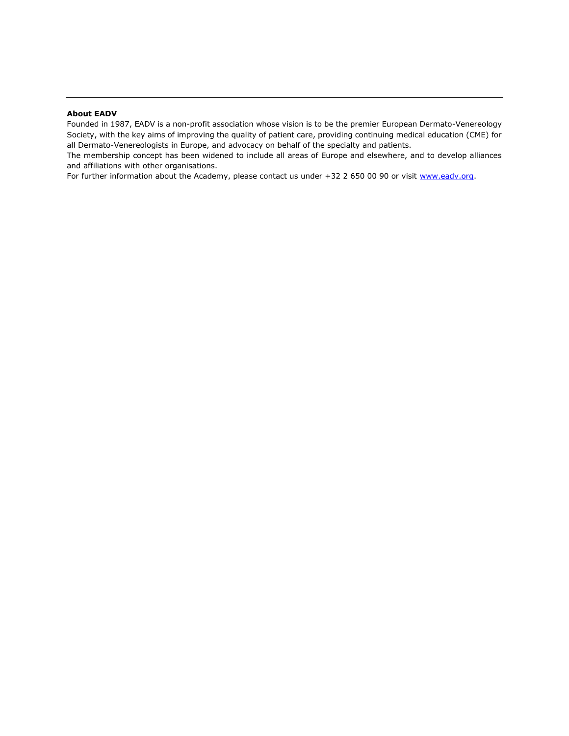---

**About EADV**

Founded in 1987, EADV is a non-profit association whose vision is to be the premier European Dermato-Venereology Society, with the key aims of improving the quality of patient care, providing continuing medical education (CME) for all Dermato-Venereologists in Europe, and advocacy on behalf of the specialty and patients.

The membership concept has been widened to include all areas of Europe and elsewhere, and to develop alliances and affiliations with other organisations.

For further information about the Academy, please contact us under +32 2 650 00 90 or visit [www.eadv.org](http://www.eadv.org).